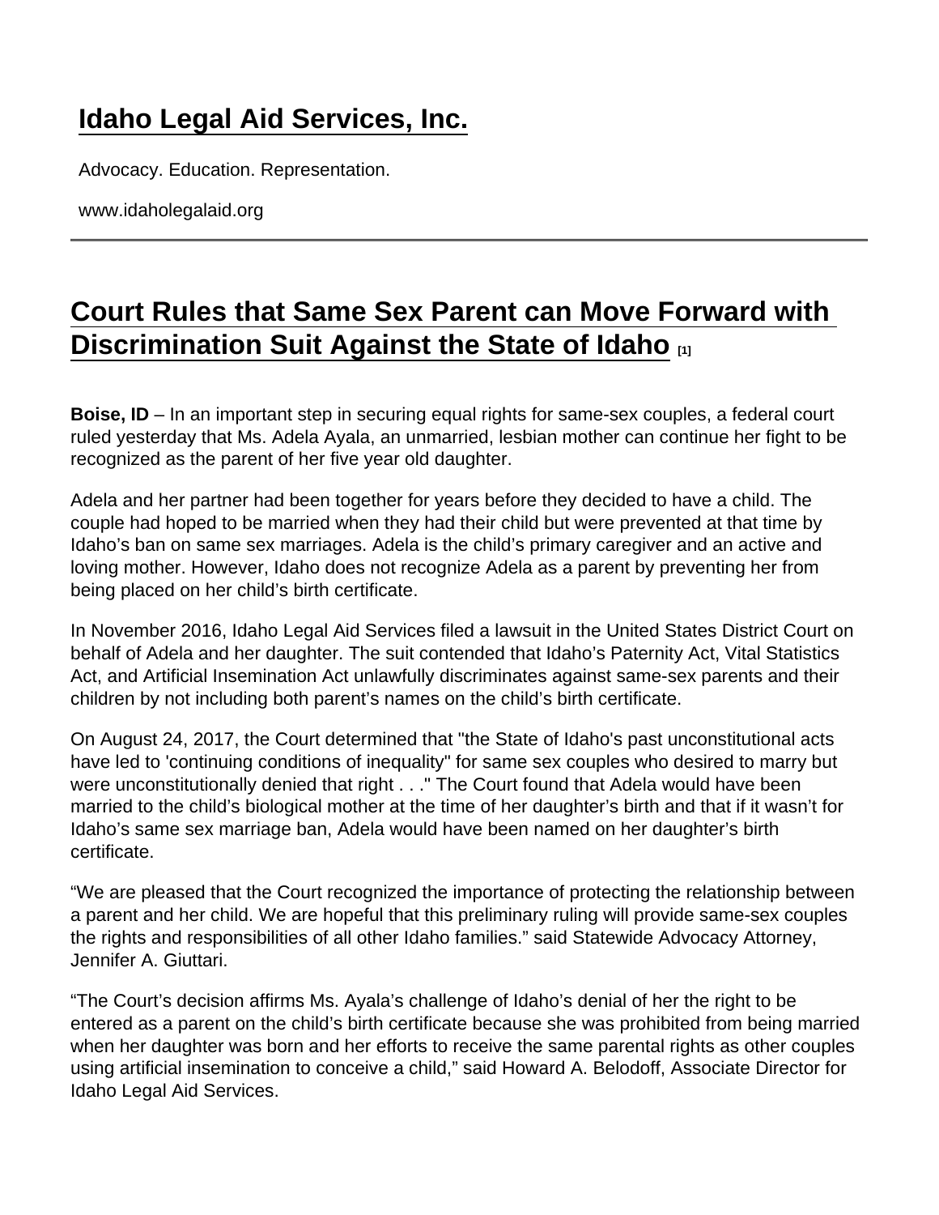# Idaho Legal Aid Services, Inc.

Advocacy. Education. Representation.

www.idaholegalaid.org

---

## Court Rules that Same Sex Parent can Move Forward with Discrimination Suit Against the State of Idaho [1]

**Boise, ID** – In an important step in securing equal rights for same-sex couples, a federal court ruled yesterday that Ms. Adela Ayala, an unmarried, lesbian mother can continue her fight to be recognized as the parent of her five year old daughter.

Adela and her partner had been together for years before they decided to have a child. The couple had hoped to be married when they had their child but were prevented at that time by Idaho's ban on same sex marriages. Adela is the child's primary caregiver and an active and loving mother. However, Idaho does not recognize Adela as a parent by preventing her from being placed on her child's birth certificate.

In November 2016, Idaho Legal Aid Services filed a lawsuit in the United States District Court on behalf of Adela and her daughter. The suit contended that Idaho's Paternity Act, Vital Statistics Act, and Artificial Insemination Act unlawfully discriminates against same-sex parents and their children by not including both parent's names on the child's birth certificate.

On August 24, 2017, the Court determined that "the State of Idaho's past unconstitutional acts have led to 'continuing conditions of inequality" for same sex couples who desired to marry but were unconstitutionally denied that right . . ." The Court found that Adela would have been married to the child's biological mother at the time of her daughter's birth and that if it wasn't for Idaho's same sex marriage ban, Adela would have been named on her daughter's birth certificate.

"We are pleased that the Court recognized the importance of protecting the relationship between a parent and her child. We are hopeful that this preliminary ruling will provide same-sex couples the rights and responsibilities of all other Idaho families." said Statewide Advocacy Attorney, Jennifer A. Giuttari.

"The Court's decision affirms Ms. Ayala's challenge of Idaho's denial of her the right to be entered as a parent on the child's birth certificate because she was prohibited from being married when her daughter was born and her efforts to receive the same parental rights as other couples using artificial insemination to conceive a child," said Howard A. Belodoff, Associate Director for Idaho Legal Aid Services.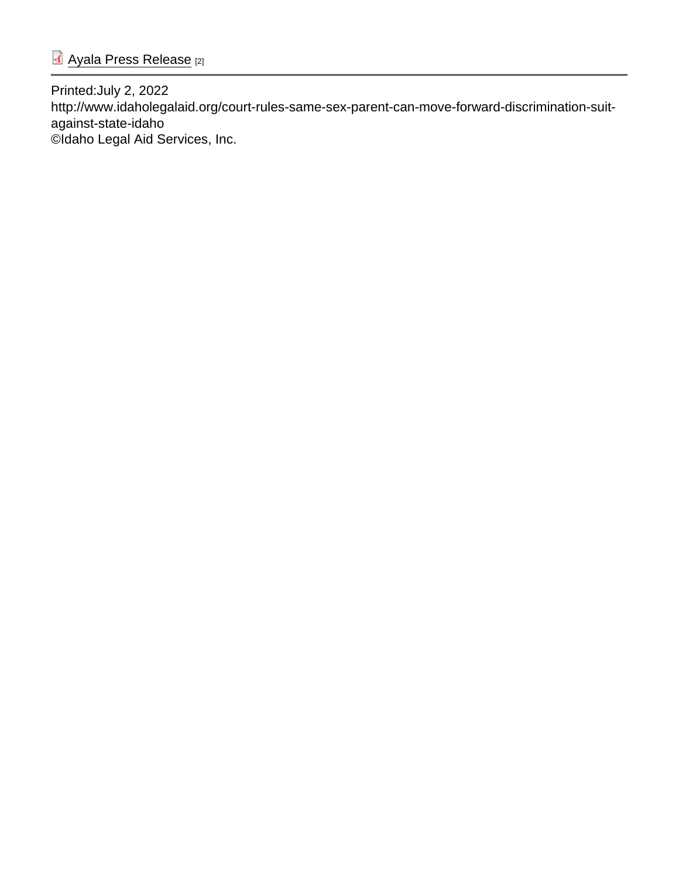Ayala Press Release [2]

---

Printed:July 2, 2022
http://www.idaholegalaid.org/court-rules-same-sex-parent-can-move-forward-discrimination-suit-against-state-idaho
©Idaho Legal Aid Services, Inc.